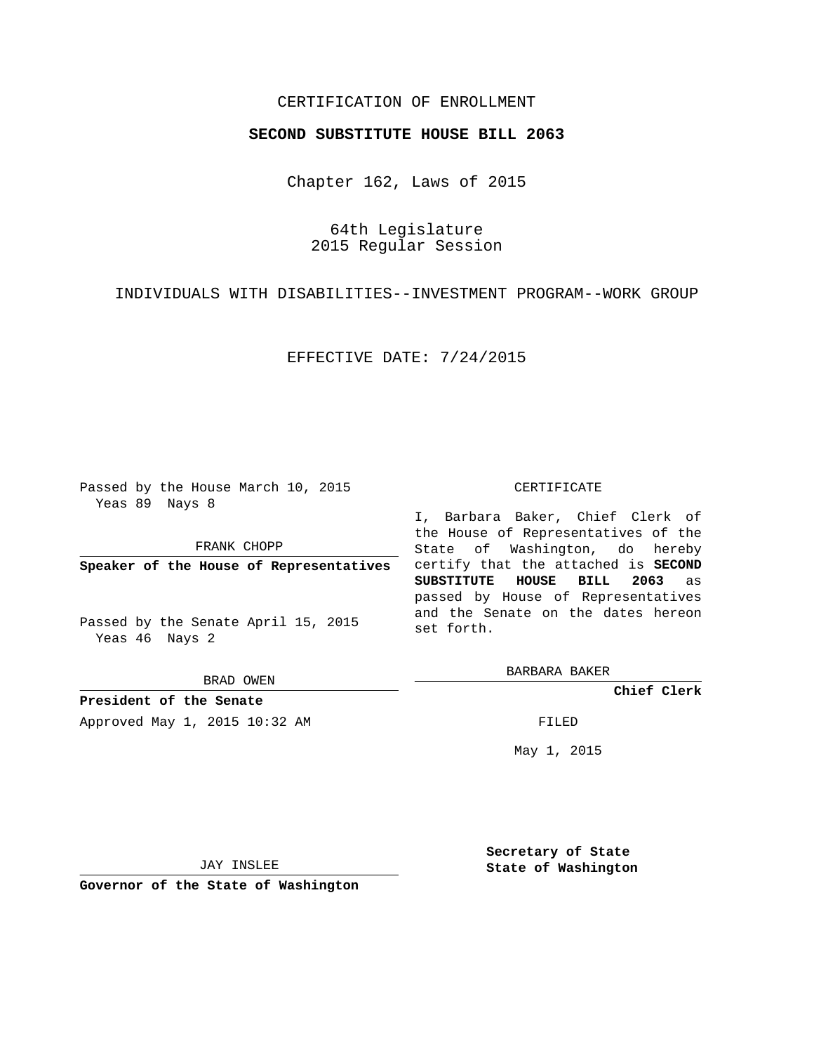CERTIFICATION OF ENROLLMENT

**SECOND SUBSTITUTE HOUSE BILL 2063**

Chapter 162, Laws of 2015

64th Legislature
2015 Regular Session

INDIVIDUALS WITH DISABILITIES--INVESTMENT PROGRAM--WORK GROUP

EFFECTIVE DATE: 7/24/2015

Passed by the House March 10, 2015
Yeas 89 Nays 8

FRANK CHOPP

**Speaker of the House of Representatives**

Passed by the Senate April 15, 2015
Yeas 46 Nays 2

BRAD OWEN

**President of the Senate**

Approved May 1, 2015 10:32 AM

JAY INSLEE

**Governor of the State of Washington**

CERTIFICATE

I, Barbara Baker, Chief Clerk of the House of Representatives of the State of Washington, do hereby certify that the attached is **SECOND SUBSTITUTE HOUSE BILL 2063** as passed by House of Representatives and the Senate on the dates hereon set forth.

BARBARA BAKER

**Chief Clerk**

FILED

May 1, 2015

**Secretary of State**
**State of Washington**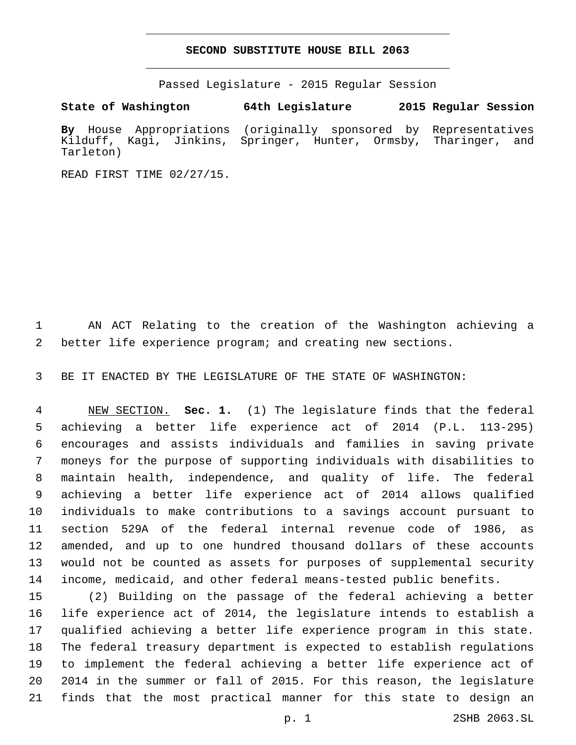# SECOND SUBSTITUTE HOUSE BILL 2063

Passed Legislature - 2015 Regular Session

**State of Washington 64th Legislature 2015 Regular Session**

**By** House Appropriations (originally sponsored by Representatives Kilduff, Kagi, Jinkins, Springer, Hunter, Ormsby, Tharinger, and Tarleton)

READ FIRST TIME 02/27/15.

AN ACT Relating to the creation of the Washington achieving a better life experience program; and creating new sections.

BE IT ENACTED BY THE LEGISLATURE OF THE STATE OF WASHINGTON:

NEW SECTION. **Sec. 1.** (1) The legislature finds that the federal achieving a better life experience act of 2014 (P.L. 113-295) encourages and assists individuals and families in saving private moneys for the purpose of supporting individuals with disabilities to maintain health, independence, and quality of life. The federal achieving a better life experience act of 2014 allows qualified individuals to make contributions to a savings account pursuant to section 529A of the federal internal revenue code of 1986, as amended, and up to one hundred thousand dollars of these accounts would not be counted as assets for purposes of supplemental security income, medicaid, and other federal means-tested public benefits.

(2) Building on the passage of the federal achieving a better life experience act of 2014, the legislature intends to establish a qualified achieving a better life experience program in this state. The federal treasury department is expected to establish regulations to implement the federal achieving a better life experience act of 2014 in the summer or fall of 2015. For this reason, the legislature finds that the most practical manner for this state to design an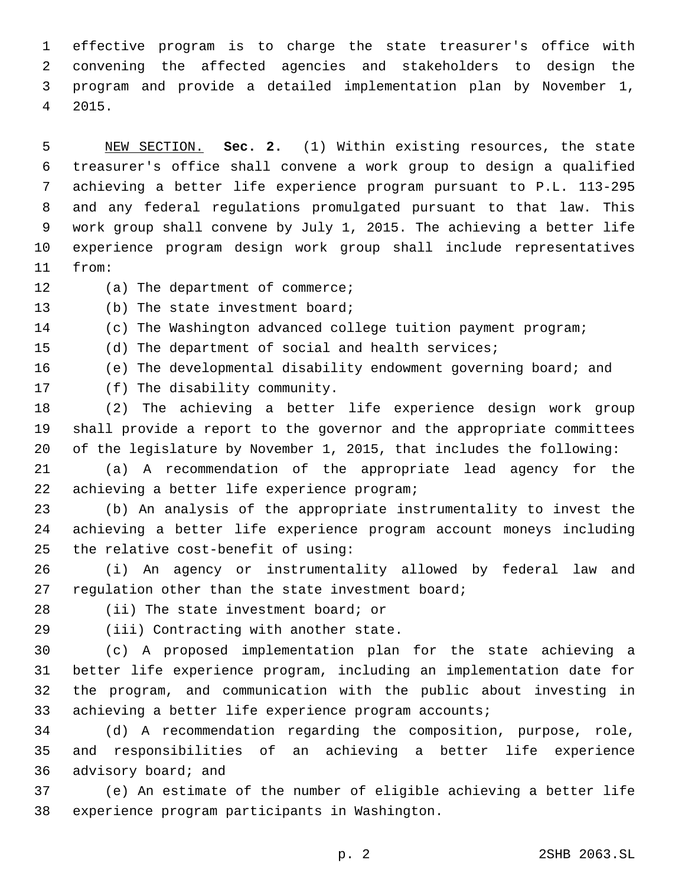effective program is to charge the state treasurer's office with convening the affected agencies and stakeholders to design the program and provide a detailed implementation plan by November 1, 2015.

NEW SECTION. **Sec. 2.** (1) Within existing resources, the state treasurer's office shall convene a work group to design a qualified achieving a better life experience program pursuant to P.L. 113-295 and any federal regulations promulgated pursuant to that law. This work group shall convene by July 1, 2015. The achieving a better life experience program design work group shall include representatives from:

(a) The department of commerce;

(b) The state investment board;

(c) The Washington advanced college tuition payment program;

(d) The department of social and health services;

(e) The developmental disability endowment governing board; and

(f) The disability community.

(2) The achieving a better life experience design work group shall provide a report to the governor and the appropriate committees of the legislature by November 1, 2015, that includes the following:

(a) A recommendation of the appropriate lead agency for the achieving a better life experience program;

(b) An analysis of the appropriate instrumentality to invest the achieving a better life experience program account moneys including the relative cost-benefit of using:

(i) An agency or instrumentality allowed by federal law and regulation other than the state investment board;

(ii) The state investment board; or

(iii) Contracting with another state.

(c) A proposed implementation plan for the state achieving a better life experience program, including an implementation date for the program, and communication with the public about investing in achieving a better life experience program accounts;

(d) A recommendation regarding the composition, purpose, role, and responsibilities of an achieving a better life experience advisory board; and

(e) An estimate of the number of eligible achieving a better life experience program participants in Washington.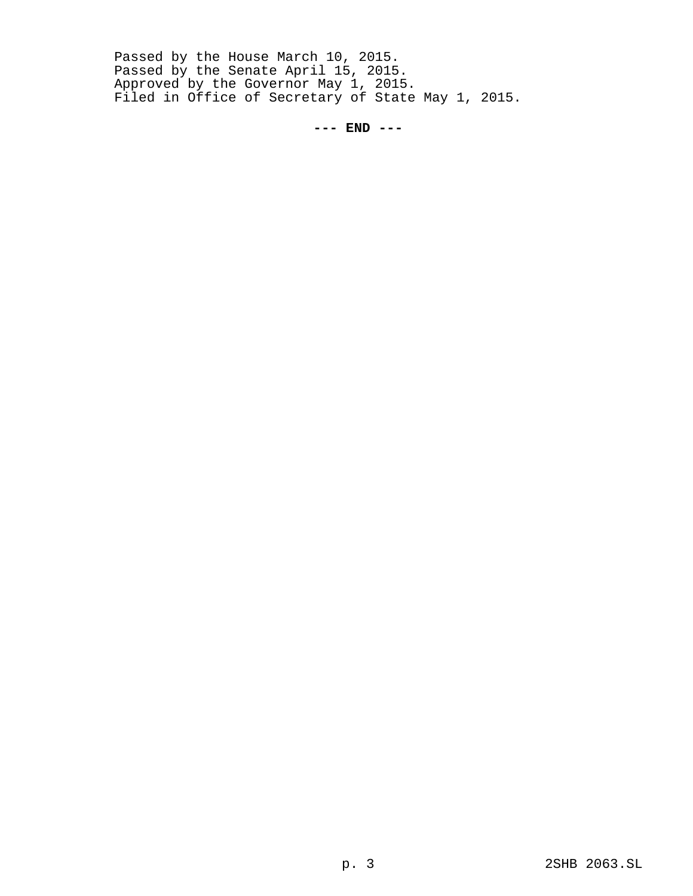Passed by the House March 10, 2015.
Passed by the Senate April 15, 2015.
Approved by the Governor May 1, 2015.
Filed in Office of Secretary of State May 1, 2015.

**--- END ---**